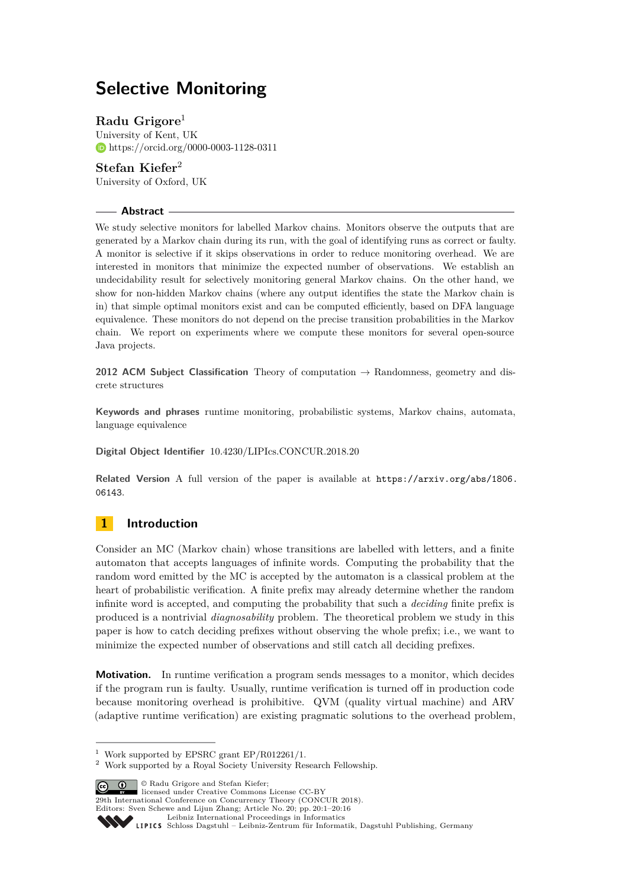# Selective Monitoring

**Radu Grigore**[1]
University of Kent, UK
https://orcid.org/0000-0003-1128-0311

**Stefan Kiefer**[2]
University of Oxford, UK

## Abstract

We study selective monitors for labelled Markov chains. Monitors observe the outputs that are generated by a Markov chain during its run, with the goal of identifying runs as correct or faulty. A monitor is selective if it skips observations in order to reduce monitoring overhead. We are interested in monitors that minimize the expected number of observations. We establish an undecidability result for selectively monitoring general Markov chains. On the other hand, we show for non-hidden Markov chains (where any output identifies the state the Markov chain is in) that simple optimal monitors exist and can be computed efficiently, based on DFA language equivalence. These monitors do not depend on the precise transition probabilities in the Markov chain. We report on experiments where we compute these monitors for several open-source Java projects.

**2012 ACM Subject Classification** Theory of computation → Randomness, geometry and discrete structures

**Keywords and phrases** runtime monitoring, probabilistic systems, Markov chains, automata, language equivalence

**Digital Object Identifier** 10.4230/LIPIcs.CONCUR.2018.20

**Related Version** A full version of the paper is available at `https://arxiv.org/abs/1806.06143`.

## 1 Introduction

Consider an MC (Markov chain) whose transitions are labelled with letters, and a finite automaton that accepts languages of infinite words. Computing the probability that the random word emitted by the MC is accepted by the automaton is a classical problem at the heart of probabilistic verification. A finite prefix may already determine whether the random infinite word is accepted, and computing the probability that such a *deciding* finite prefix is produced is a nontrivial *diagnosability* problem. The theoretical problem we study in this paper is how to catch deciding prefixes without observing the whole prefix; i.e., we want to minimize the expected number of observations and still catch all deciding prefixes.

**Motivation.** In runtime verification a program sends messages to a monitor, which decides if the program run is faulty. Usually, runtime verification is turned off in production code because monitoring overhead is prohibitive. QVM (quality virtual machine) and ARV (adaptive runtime verification) are existing pragmatic solutions to the overhead problem,

---

[1] Work supported by EPSRC grant EP/R012261/1.
[2] Work supported by a Royal Society University Research Fellowship.

© Radu Grigore and Stefan Kiefer; licensed under Creative Commons License CC-BY
29th International Conference on Concurrency Theory (CONCUR 2018).
Editors: Sven Schewe and Lijun Zhang; Article No. 20; pp. 20:1–20:16
Leibniz International Proceedings in Informatics
Schloss Dagstuhl – Leibniz-Zentrum für Informatik, Dagstuhl Publishing, Germany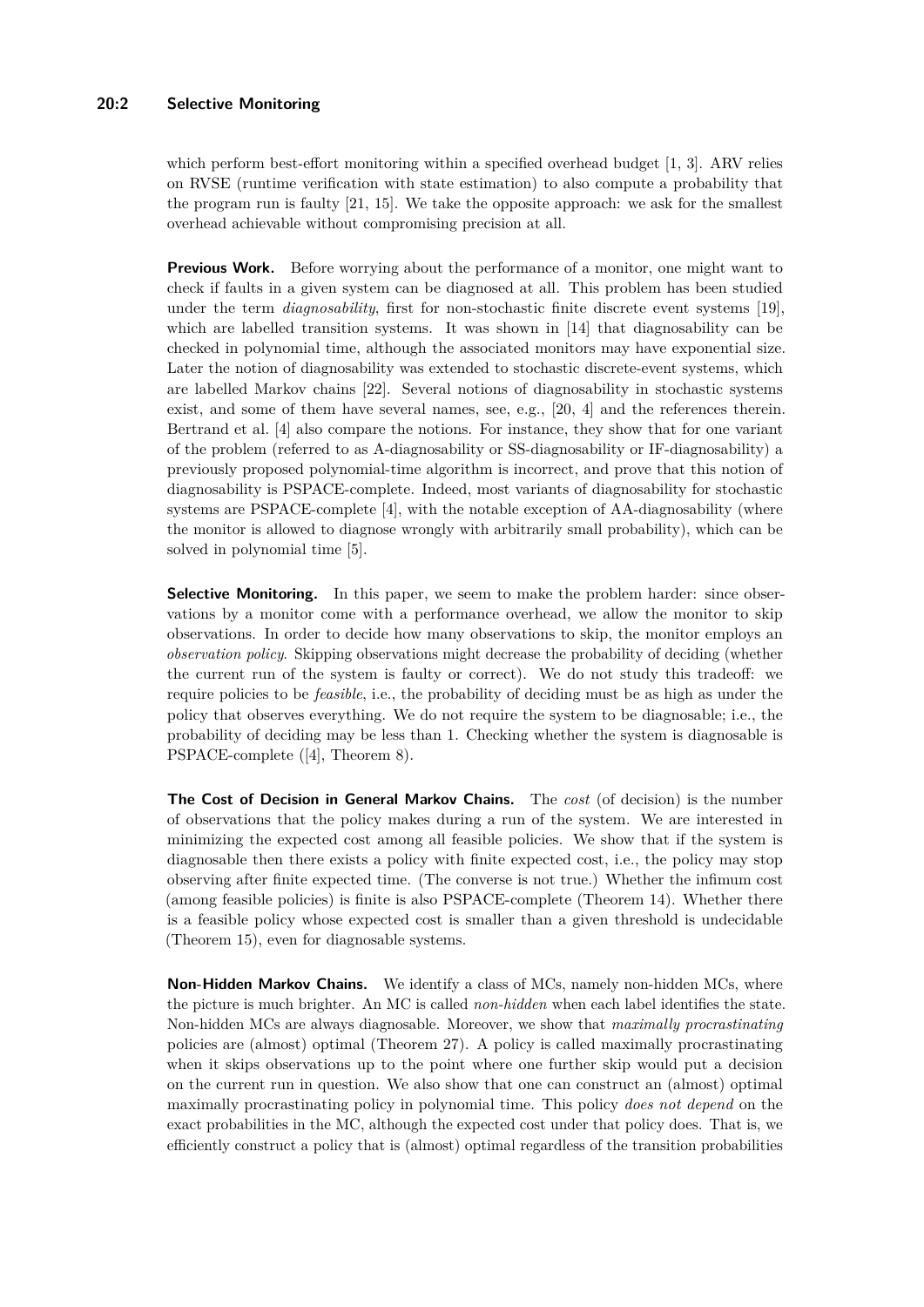which perform best-effort monitoring within a specified overhead budget [1, 3]. ARV relies on RVSE (runtime verification with state estimation) to also compute a probability that the program run is faulty [21, 15]. We take the opposite approach: we ask for the smallest overhead achievable without compromising precision at all.

**Previous Work.** Before worrying about the performance of a monitor, one might want to check if faults in a given system can be diagnosed at all. This problem has been studied under the term *diagnosability*, first for non-stochastic finite discrete event systems [19], which are labelled transition systems. It was shown in [14] that diagnosability can be checked in polynomial time, although the associated monitors may have exponential size. Later the notion of diagnosability was extended to stochastic discrete-event systems, which are labelled Markov chains [22]. Several notions of diagnosability in stochastic systems exist, and some of them have several names, see, e.g., [20, 4] and the references therein. Bertrand et al. [4] also compare the notions. For instance, they show that for one variant of the problem (referred to as A-diagnosability or SS-diagnosability or IF-diagnosability) a previously proposed polynomial-time algorithm is incorrect, and prove that this notion of diagnosability is PSPACE-complete. Indeed, most variants of diagnosability for stochastic systems are PSPACE-complete [4], with the notable exception of AA-diagnosability (where the monitor is allowed to diagnose wrongly with arbitrarily small probability), which can be solved in polynomial time [5].

**Selective Monitoring.** In this paper, we seem to make the problem harder: since observations by a monitor come with a performance overhead, we allow the monitor to skip observations. In order to decide how many observations to skip, the monitor employs an *observation policy*. Skipping observations might decrease the probability of deciding (whether the current run of the system is faulty or correct). We do not study this tradeoff: we require policies to be *feasible*, i.e., the probability of deciding must be as high as under the policy that observes everything. We do not require the system to be diagnosable; i.e., the probability of deciding may be less than 1. Checking whether the system is diagnosable is PSPACE-complete ([4], Theorem 8).

**The Cost of Decision in General Markov Chains.** The *cost* (of decision) is the number of observations that the policy makes during a run of the system. We are interested in minimizing the expected cost among all feasible policies. We show that if the system is diagnosable then there exists a policy with finite expected cost, i.e., the policy may stop observing after finite expected time. (The converse is not true.) Whether the infimum cost (among feasible policies) is finite is also PSPACE-complete (Theorem 14). Whether there is a feasible policy whose expected cost is smaller than a given threshold is undecidable (Theorem 15), even for diagnosable systems.

**Non-Hidden Markov Chains.** We identify a class of MCs, namely non-hidden MCs, where the picture is much brighter. An MC is called *non-hidden* when each label identifies the state. Non-hidden MCs are always diagnosable. Moreover, we show that *maximally procrastinating* policies are (almost) optimal (Theorem 27). A policy is called maximally procrastinating when it skips observations up to the point where one further skip would put a decision on the current run in question. We also show that one can construct an (almost) optimal maximally procrastinating policy in polynomial time. This policy *does not depend* on the exact probabilities in the MC, although the expected cost under that policy does. That is, we efficiently construct a policy that is (almost) optimal regardless of the transition probabilities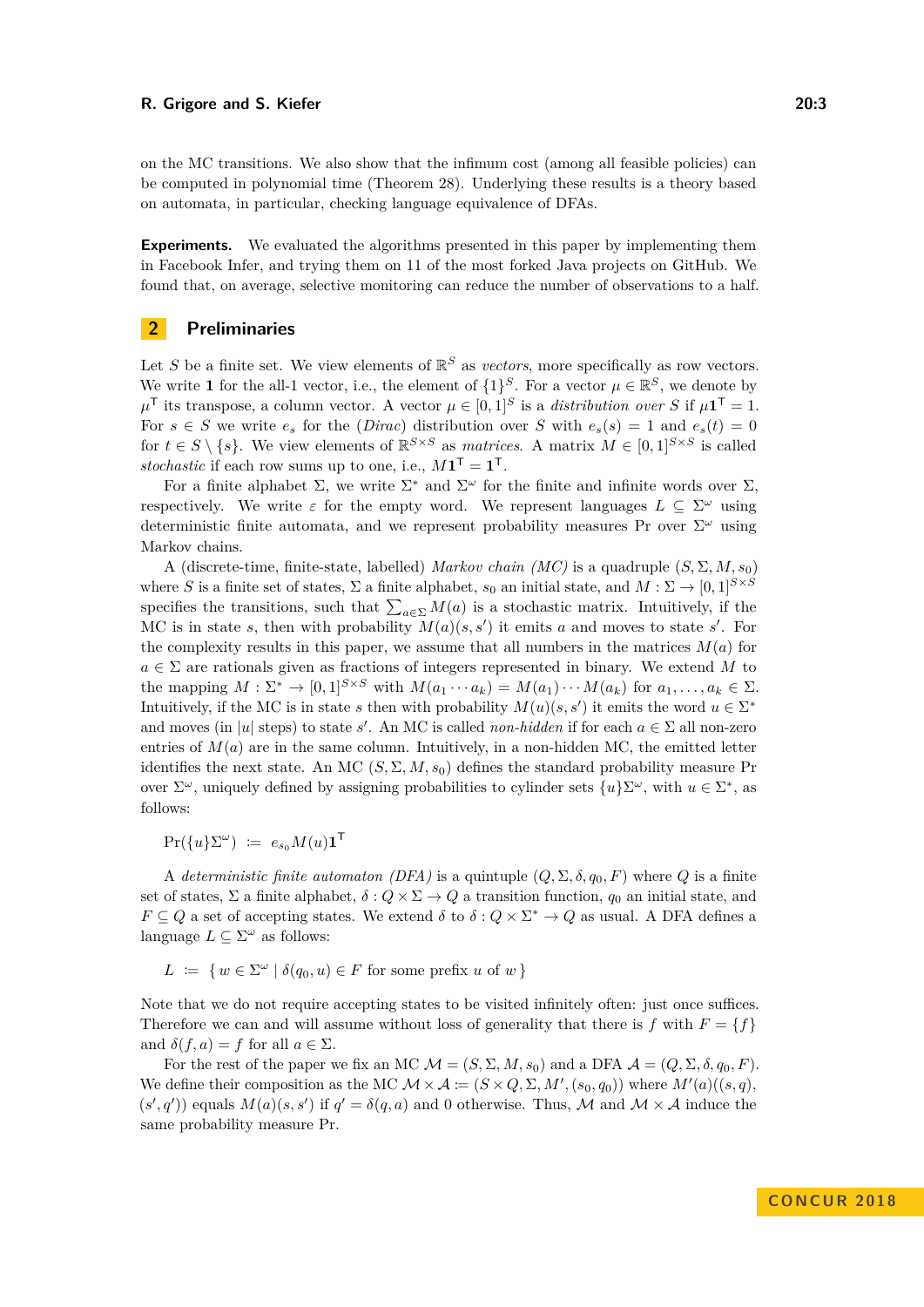on the MC transitions. We also show that the infimum cost (among all feasible policies) can be computed in polynomial time (Theorem 28). Underlying these results is a theory based on automata, in particular, checking language equivalence of DFAs.

**Experiments.** We evaluated the algorithms presented in this paper by implementing them in Facebook Infer, and trying them on 11 of the most forked Java projects on GitHub. We found that, on average, selective monitoring can reduce the number of observations to a half.

## 2 Preliminaries

Let $S$ be a finite set. We view elements of $\mathbb{R}^S$ as *vectors*, more specifically as row vectors. We write $\mathbf{1}$ for the all-1 vector, i.e., the element of $\{1\}^S$. For a vector $\mu \in \mathbb{R}^S$, we denote by $\mu^\mathsf{T}$ its transpose, a column vector. A vector $\mu \in [0,1]^S$ is a *distribution over* $S$ if $\mu \mathbf{1}^\mathsf{T} = 1$. For $s \in S$ we write $e_s$ for the (*Dirac*) distribution over $S$ with $e_s(s) = 1$ and $e_s(t) = 0$ for $t \in S \setminus \{s\}$. We view elements of $\mathbb{R}^{S \times S}$ as *matrices*. A matrix $M \in [0,1]^{S \times S}$ is called *stochastic* if each row sums up to one, i.e., $M\mathbf{1}^\mathsf{T} = \mathbf{1}^\mathsf{T}$.

For a finite alphabet $\Sigma$, we write $\Sigma^*$ and $\Sigma^\omega$ for the finite and infinite words over $\Sigma$, respectively. We write $\varepsilon$ for the empty word. We represent languages $L \subseteq \Sigma^\omega$ using deterministic finite automata, and we represent probability measures Pr over $\Sigma^\omega$ using Markov chains.

A (discrete-time, finite-state, labelled) *Markov chain (MC)* is a quadruple $(S, \Sigma, M, s_0)$ where $S$ is a finite set of states, $\Sigma$ a finite alphabet, $s_0$ an initial state, and $M : \Sigma \to [0,1]^{S \times S}$ specifies the transitions, such that $\sum_{a \in \Sigma} M(a)$ is a stochastic matrix. Intuitively, if the MC is in state $s$, then with probability $M(a)(s, s')$ it emits $a$ and moves to state $s'$. For the complexity results in this paper, we assume that all numbers in the matrices $M(a)$ for $a \in \Sigma$ are rationals given as fractions of integers represented in binary. We extend $M$ to the mapping $M : \Sigma^* \to [0,1]^{S \times S}$ with $M(a_1 \cdots a_k) = M(a_1) \cdots M(a_k)$ for $a_1, \ldots, a_k \in \Sigma$. Intuitively, if the MC is in state $s$ then with probability $M(u)(s, s')$ it emits the word $u \in \Sigma^*$ and moves (in $|u|$ steps) to state $s'$. An MC is called *non-hidden* if for each $a \in \Sigma$ all non-zero entries of $M(a)$ are in the same column. Intuitively, in a non-hidden MC, the emitted letter identifies the next state. An MC $(S, \Sigma, M, s_0)$ defines the standard probability measure Pr over $\Sigma^\omega$, uniquely defined by assigning probabilities to cylinder sets $\{u\}\Sigma^\omega$, with $u \in \Sigma^*$, as follows:

$$\Pr(\{u\}\Sigma^\omega) \;\coloneqq\; e_{s_0} M(u) \mathbf{1}^\mathsf{T}$$

A *deterministic finite automaton (DFA)* is a quintuple $(Q, \Sigma, \delta, q_0, F)$ where $Q$ is a finite set of states, $\Sigma$ a finite alphabet, $\delta : Q \times \Sigma \to Q$ a transition function, $q_0$ an initial state, and $F \subseteq Q$ a set of accepting states. We extend $\delta$ to $\delta : Q \times \Sigma^* \to Q$ as usual. A DFA defines a language $L \subseteq \Sigma^\omega$ as follows:

$$L \;\coloneqq\; \{\, w \in \Sigma^\omega \mid \delta(q_0, u) \in F \text{ for some prefix } u \text{ of } w \,\}$$

Note that we do not require accepting states to be visited infinitely often: just once suffices. Therefore we can and will assume without loss of generality that there is $f$ with $F = \{f\}$ and $\delta(f, a) = f$ for all $a \in \Sigma$.

For the rest of the paper we fix an MC $\mathcal{M} = (S, \Sigma, M, s_0)$ and a DFA $\mathcal{A} = (Q, \Sigma, \delta, q_0, F)$. We define their composition as the MC $\mathcal{M} \times \mathcal{A} \coloneqq (S \times Q, \Sigma, M', (s_0, q_0))$ where $M'(a)((s, q), (s', q'))$ equals $M(a)(s, s')$ if $q' = \delta(q, a)$ and 0 otherwise. Thus, $\mathcal{M}$ and $\mathcal{M} \times \mathcal{A}$ induce the same probability measure Pr.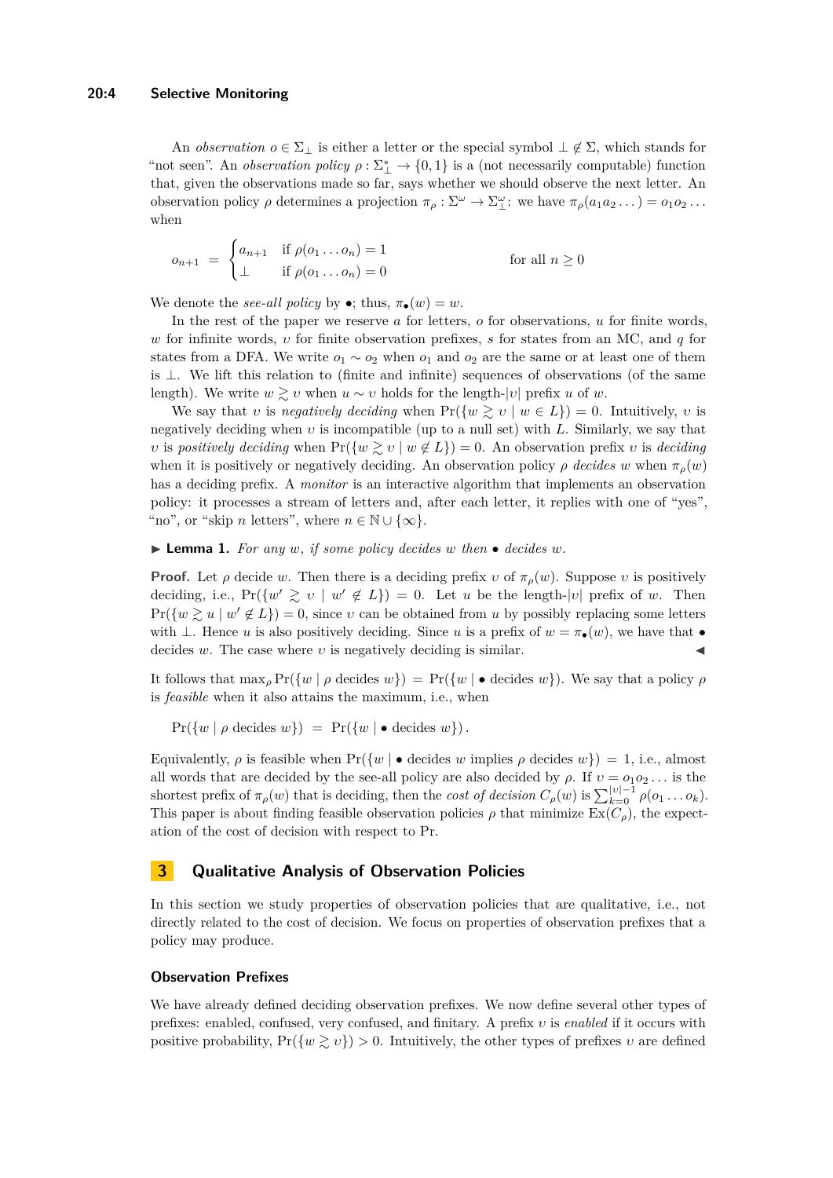An *observation* $o \in \Sigma_\perp$ is either a letter or the special symbol $\perp \notin \Sigma$, which stands for "not seen". An *observation policy* $\rho : \Sigma_\perp^* \to \{0, 1\}$ is a (not necessarily computable) function that, given the observations made so far, says whether we should observe the next letter. An observation policy $\rho$ determines a projection $\pi_\rho : \Sigma^\omega \to \Sigma_\perp^\omega$: we have $\pi_\rho(a_1 a_2 \dots) = o_1 o_2 \dots$ when

$$o_{n+1} \;=\; \begin{cases} a_{n+1} & \text{if } \rho(o_1 \dots o_n) = 1 \\ \perp & \text{if } \rho(o_1 \dots o_n) = 0 \end{cases} \qquad\qquad \text{for all } n \geq 0$$

We denote the *see-all policy* by $\bullet$; thus, $\pi_\bullet(w) = w$.

In the rest of the paper we reserve $a$ for letters, $o$ for observations, $u$ for finite words, $w$ for infinite words, $\upsilon$ for finite observation prefixes, $s$ for states from an MC, and $q$ for states from a DFA. We write $o_1 \sim o_2$ when $o_1$ and $o_2$ are the same or at least one of them is $\perp$. We lift this relation to (finite and infinite) sequences of observations (of the same length). We write $w \gtrsim \upsilon$ when $u \sim \upsilon$ holds for the length-$|\upsilon|$ prefix $u$ of $w$.

We say that $\upsilon$ is *negatively deciding* when $\Pr(\{w \gtrsim \upsilon \mid w \in L\}) = 0$. Intuitively, $\upsilon$ is negatively deciding when $\upsilon$ is incompatible (up to a null set) with $L$. Similarly, we say that $\upsilon$ is *positively deciding* when $\Pr(\{w \gtrsim \upsilon \mid w \notin L\}) = 0$. An observation prefix $\upsilon$ is *deciding* when it is positively or negatively deciding. An observation policy $\rho$ *decides* $w$ when $\pi_\rho(w)$ has a deciding prefix. A *monitor* is an interactive algorithm that implements an observation policy: it processes a stream of letters and, after each letter, it replies with one of "yes", "no", or "skip $n$ letters", where $n \in \mathbb{N} \cup \{\infty\}$.

▶ **Lemma 1.** *For any $w$, if some policy decides $w$ then $\bullet$ decides $w$.*

**Proof.** Let $\rho$ decide $w$. Then there is a deciding prefix $\upsilon$ of $\pi_\rho(w)$. Suppose $\upsilon$ is positively deciding, i.e., $\Pr(\{w' \gtrsim \upsilon \mid w' \notin L\}) = 0$. Let $u$ be the length-$|\upsilon|$ prefix of $w$. Then $\Pr(\{w \gtrsim u \mid w' \notin L\}) = 0$, since $\upsilon$ can be obtained from $u$ by possibly replacing some letters with $\perp$. Hence $u$ is also positively deciding. Since $u$ is a prefix of $w = \pi_\bullet(w)$, we have that $\bullet$ decides $w$. The case where $\upsilon$ is negatively deciding is similar. ◀

It follows that $\max_\rho \Pr(\{w \mid \rho \text{ decides } w\}) = \Pr(\{w \mid \bullet \text{ decides } w\})$. We say that a policy $\rho$ is *feasible* when it also attains the maximum, i.e., when

$$\Pr(\{w \mid \rho \text{ decides } w\}) \;=\; \Pr(\{w \mid \bullet \text{ decides } w\}) .$$

Equivalently, $\rho$ is feasible when $\Pr(\{w \mid \bullet \text{ decides } w \text{ implies } \rho \text{ decides } w\}) = 1$, i.e., almost all words that are decided by the see-all policy are also decided by $\rho$. If $\upsilon = o_1 o_2 \dots$ is the shortest prefix of $\pi_\rho(w)$ that is deciding, then the *cost of decision* $C_\rho(w)$ is $\sum_{k=0}^{|\upsilon|-1} \rho(o_1 \dots o_k)$. This paper is about finding feasible observation policies $\rho$ that minimize $\mathrm{Ex}(C_\rho)$, the expectation of the cost of decision with respect to Pr.

## 3 Qualitative Analysis of Observation Policies

In this section we study properties of observation policies that are qualitative, i.e., not directly related to the cost of decision. We focus on properties of observation prefixes that a policy may produce.

### Observation Prefixes

We have already defined deciding observation prefixes. We now define several other types of prefixes: enabled, confused, very confused, and finitary. A prefix $\upsilon$ is *enabled* if it occurs with positive probability, $\Pr(\{w \gtrsim \upsilon\}) > 0$. Intuitively, the other types of prefixes $\upsilon$ are defined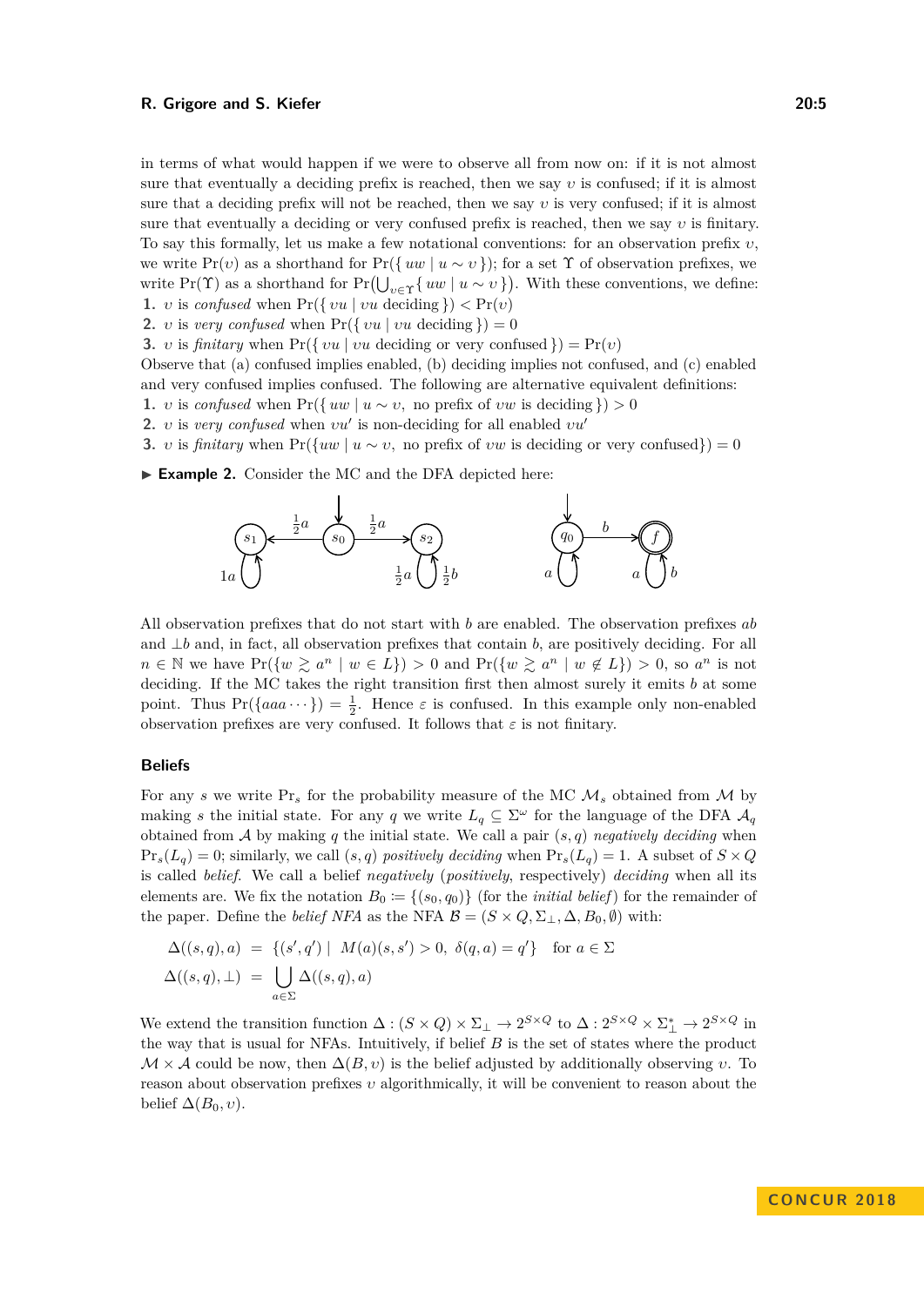in terms of what would happen if we were to observe all from now on: if it is not almost sure that eventually a deciding prefix is reached, then we say $\upsilon$ is confused; if it is almost sure that a deciding prefix will not be reached, then we say $\upsilon$ is very confused; if it is almost sure that eventually a deciding or very confused prefix is reached, then we say $\upsilon$ is finitary. To say this formally, let us make a few notational conventions: for an observation prefix $\upsilon$, we write $\Pr(\upsilon)$ as a shorthand for $\Pr(\{ uw \mid u \sim \upsilon \})$; for a set $\Upsilon$ of observation prefixes, we write $\Pr(\Upsilon)$ as a shorthand for $\Pr\big(\bigcup_{\upsilon \in \Upsilon} \{ uw \mid u \sim \upsilon \}\big)$. With these conventions, we define:

1. $\upsilon$ is *confused* when $\Pr(\{ \upsilon u \mid \upsilon u \text{ deciding} \}) < \Pr(\upsilon)$
2. $\upsilon$ is *very confused* when $\Pr(\{ \upsilon u \mid \upsilon u \text{ deciding} \}) = 0$
3. $\upsilon$ is *finitary* when $\Pr(\{ \upsilon u \mid \upsilon u \text{ deciding or very confused} \}) = \Pr(\upsilon)$

Observe that (a) confused implies enabled, (b) deciding implies not confused, and (c) enabled and very confused implies confused. The following are alternative equivalent definitions:

1. $\upsilon$ is *confused* when $\Pr(\{ uw \mid u \sim \upsilon,\ \text{no prefix of } \upsilon w \text{ is deciding} \}) > 0$
2. $\upsilon$ is *very confused* when $\upsilon u'$ is non-deciding for all enabled $\upsilon u'$
3. $\upsilon$ is *finitary* when $\Pr(\{uw \mid u \sim \upsilon,\ \text{no prefix of } \upsilon w \text{ is deciding or very confused}\}) = 0$

▶ **Example 2.** Consider the MC and the DFA depicted here:

All observation prefixes that do not start with $b$ are enabled. The observation prefixes $ab$ and $\perp b$ and, in fact, all observation prefixes that contain $b$, are positively deciding. For all $n \in \mathbb{N}$ we have $\Pr(\{w \gtrsim a^n \mid w \in L\}) > 0$ and $\Pr(\{w \gtrsim a^n \mid w \notin L\}) > 0$, so $a^n$ is not deciding. If the MC takes the right transition first then almost surely it emits $b$ at some point. Thus $\Pr(\{aaa\cdots\}) = \frac{1}{2}$. Hence $\varepsilon$ is confused. In this example only non-enabled observation prefixes are very confused. It follows that $\varepsilon$ is not finitary.

### Beliefs

For any $s$ we write $\Pr_s$ for the probability measure of the MC $\mathcal{M}_s$ obtained from $\mathcal{M}$ by making $s$ the initial state. For any $q$ we write $L_q \subseteq \Sigma^\omega$ for the language of the DFA $\mathcal{A}_q$ obtained from $\mathcal{A}$ by making $q$ the initial state. We call a pair $(s, q)$ *negatively deciding* when $\Pr_s(L_q) = 0$; similarly, we call $(s, q)$ *positively deciding* when $\Pr_s(L_q) = 1$. A subset of $S \times Q$ is called *belief*. We call a belief *negatively* (*positively*, respectively) *deciding* when all its elements are. We fix the notation $B_0 \coloneqq \{(s_0, q_0)\}$ (for the *initial belief*) for the remainder of the paper. Define the *belief NFA* as the NFA $\mathcal{B} = (S \times Q, \Sigma_\perp, \Delta, B_0, \emptyset)$ with:

$$\Delta((s,q),a) \;=\; \{(s',q') \mid \ M(a)(s,s') > 0,\ \delta(q,a) = q'\} \quad \text{for } a \in \Sigma$$
$$\Delta((s,q),\perp) \;=\; \bigcup_{a \in \Sigma} \Delta((s,q),a)$$

We extend the transition function $\Delta : (S \times Q) \times \Sigma_\perp \to 2^{S \times Q}$ to $\Delta : 2^{S \times Q} \times \Sigma_\perp^* \to 2^{S \times Q}$ in the way that is usual for NFAs. Intuitively, if belief $B$ is the set of states where the product $\mathcal{M} \times \mathcal{A}$ could be now, then $\Delta(B, \upsilon)$ is the belief adjusted by additionally observing $\upsilon$. To reason about observation prefixes $\upsilon$ algorithmically, it will be convenient to reason about the belief $\Delta(B_0, \upsilon)$.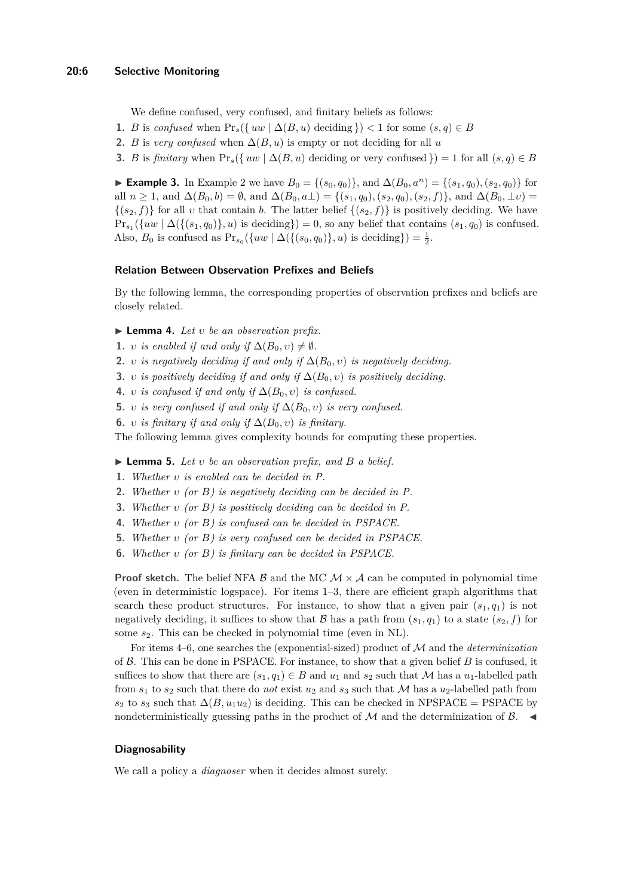We define confused, very confused, and finitary beliefs as follows:

1. $B$ is *confused* when $\Pr_s(\{ uw \mid \Delta(B,u) \text{ deciding} \}) < 1$ for some $(s,q) \in B$
2. $B$ is *very confused* when $\Delta(B,u)$ is empty or not deciding for all $u$
3. $B$ is *finitary* when $\Pr_s(\{ uw \mid \Delta(B,u) \text{ deciding or very confused} \}) = 1$ for all $(s,q) \in B$

▶ **Example 3.** In Example 2 we have $B_0 = \{(s_0,q_0)\}$, and $\Delta(B_0,a^n) = \{(s_1,q_0),(s_2,q_0)\}$ for all $n \geq 1$, and $\Delta(B_0,b) = \emptyset$, and $\Delta(B_0,a\bot) = \{(s_1,q_0),(s_2,q_0),(s_2,f)\}$, and $\Delta(B_0,\bot\upsilon) = \{(s_2,f)\}$ for all $\upsilon$ that contain $b$. The latter belief $\{(s_2,f)\}$ is positively deciding. We have $\Pr_{s_1}(\{uw \mid \Delta(\{(s_1,q_0)\},u) \text{ is deciding}\}) = 0$, so any belief that contains $(s_1,q_0)$ is confused. Also, $B_0$ is confused as $\Pr_{s_0}(\{uw \mid \Delta(\{(s_0,q_0)\},u) \text{ is deciding}\}) = \frac{1}{2}$.

### Relation Between Observation Prefixes and Beliefs

By the following lemma, the corresponding properties of observation prefixes and beliefs are closely related.

▶ **Lemma 4.** *Let $\upsilon$ be an observation prefix.*

1. *$\upsilon$ is enabled if and only if $\Delta(B_0,\upsilon) \neq \emptyset$.*
2. *$\upsilon$ is negatively deciding if and only if $\Delta(B_0,\upsilon)$ is negatively deciding.*
3. *$\upsilon$ is positively deciding if and only if $\Delta(B_0,\upsilon)$ is positively deciding.*
4. *$\upsilon$ is confused if and only if $\Delta(B_0,\upsilon)$ is confused.*
5. *$\upsilon$ is very confused if and only if $\Delta(B_0,\upsilon)$ is very confused.*
6. *$\upsilon$ is finitary if and only if $\Delta(B_0,\upsilon)$ is finitary.*

The following lemma gives complexity bounds for computing these properties.

▶ **Lemma 5.** *Let $\upsilon$ be an observation prefix, and $B$ a belief.*

1. *Whether $\upsilon$ is enabled can be decided in P.*
2. *Whether $\upsilon$ (or $B$) is negatively deciding can be decided in P.*
3. *Whether $\upsilon$ (or $B$) is positively deciding can be decided in P.*
4. *Whether $\upsilon$ (or $B$) is confused can be decided in PSPACE.*
5. *Whether $\upsilon$ (or $B$) is very confused can be decided in PSPACE.*
6. *Whether $\upsilon$ (or $B$) is finitary can be decided in PSPACE.*

**Proof sketch.** The belief NFA $\mathcal{B}$ and the MC $\mathcal{M} \times \mathcal{A}$ can be computed in polynomial time (even in deterministic logspace). For items 1–3, there are efficient graph algorithms that search these product structures. For instance, to show that a given pair $(s_1,q_1)$ is not negatively deciding, it suffices to show that $\mathcal{B}$ has a path from $(s_1,q_1)$ to a state $(s_2,f)$ for some $s_2$. This can be checked in polynomial time (even in NL).

For items 4–6, one searches the (exponential-sized) product of $\mathcal{M}$ and the *determinization* of $\mathcal{B}$. This can be done in PSPACE. For instance, to show that a given belief $B$ is confused, it suffices to show that there are $(s_1,q_1) \in B$ and $u_1$ and $s_2$ such that $\mathcal{M}$ has a $u_1$-labelled path from $s_1$ to $s_2$ such that there do *not* exist $u_2$ and $s_3$ such that $\mathcal{M}$ has a $u_2$-labelled path from $s_2$ to $s_3$ such that $\Delta(B,u_1u_2)$ is deciding. This can be checked in NPSPACE = PSPACE by nondeterministically guessing paths in the product of $\mathcal{M}$ and the determinization of $\mathcal{B}$. ◀

### Diagnosability

We call a policy a *diagnoser* when it decides almost surely.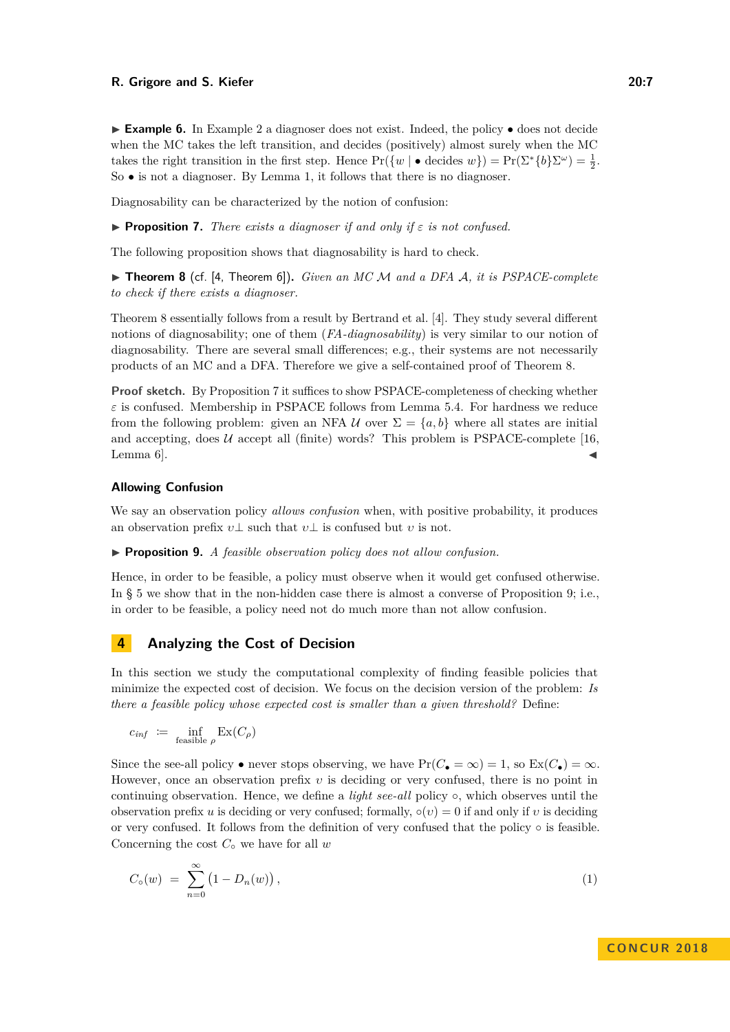▶ **Example 6.** In Example 2 a diagnoser does not exist. Indeed, the policy $\bullet$ does not decide when the MC takes the left transition, and decides (positively) almost surely when the MC takes the right transition in the first step. Hence $\Pr(\{w \mid \bullet \text{ decides } w\}) = \Pr(\Sigma^*\{b\}\Sigma^\omega) = \frac{1}{2}$. So $\bullet$ is not a diagnoser. By Lemma 1, it follows that there is no diagnoser.

Diagnosability can be characterized by the notion of confusion:

▶ **Proposition 7.** *There exists a diagnoser if and only if $\varepsilon$ is not confused.*

The following proposition shows that diagnosability is hard to check.

▶ **Theorem 8** (cf. [4, Theorem 6])**.** *Given an MC $\mathcal{M}$ and a DFA $\mathcal{A}$, it is PSPACE-complete to check if there exists a diagnoser.*

Theorem 8 essentially follows from a result by Bertrand et al. [4]. They study several different notions of diagnosability; one of them (*FA-diagnosability*) is very similar to our notion of diagnosability. There are several small differences; e.g., their systems are not necessarily products of an MC and a DFA. Therefore we give a self-contained proof of Theorem 8.

**Proof sketch.** By Proposition 7 it suffices to show PSPACE-completeness of checking whether $\varepsilon$ is confused. Membership in PSPACE follows from Lemma 5.4. For hardness we reduce from the following problem: given an NFA $\mathcal{U}$ over $\Sigma = \{a, b\}$ where all states are initial and accepting, does $\mathcal{U}$ accept all (finite) words? This problem is PSPACE-complete [16, Lemma 6]. ◀

### Allowing Confusion

We say an observation policy *allows confusion* when, with positive probability, it produces an observation prefix $\upsilon\bot$ such that $\upsilon\bot$ is confused but $\upsilon$ is not.

▶ **Proposition 9.** *A feasible observation policy does not allow confusion.*

Hence, in order to be feasible, a policy must observe when it would get confused otherwise. In § 5 we show that in the non-hidden case there is almost a converse of Proposition 9; i.e., in order to be feasible, a policy need not do much more than not allow confusion.

## 4 Analyzing the Cost of Decision

In this section we study the computational complexity of finding feasible policies that minimize the expected cost of decision. We focus on the decision version of the problem: *Is there a feasible policy whose expected cost is smaller than a given threshold?* Define:

$$c_{inf} \;\coloneqq\; \inf_{\text{feasible } \rho} \operatorname{Ex}(C_\rho)$$

Since the see-all policy $\bullet$ never stops observing, we have $\Pr(C_\bullet = \infty) = 1$, so $\operatorname{Ex}(C_\bullet) = \infty$. However, once an observation prefix $\upsilon$ is deciding or very confused, there is no point in continuing observation. Hence, we define a *light see-all* policy $\circ$, which observes until the observation prefix $u$ is deciding or very confused; formally, $\circ(\upsilon) = 0$ if and only if $\upsilon$ is deciding or very confused. It follows from the definition of very confused that the policy $\circ$ is feasible. Concerning the cost $C_\circ$ we have for all $w$

$$C_\circ(w) \;=\; \sum_{n=0}^{\infty} \bigl(1 - D_n(w)\bigr)\,, \tag{1}$$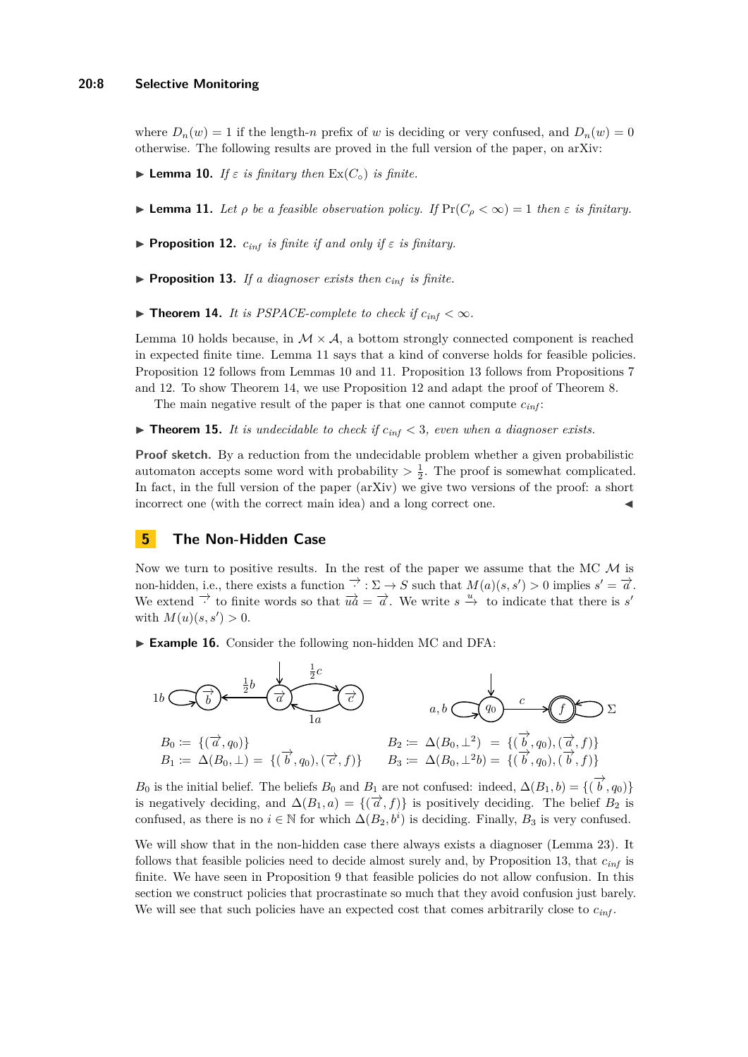where $D_n(w) = 1$ if the length-$n$ prefix of $w$ is deciding or very confused, and $D_n(w) = 0$ otherwise. The following results are proved in the full version of the paper, on arXiv:

▶ **Lemma 10.** *If $\varepsilon$ is finitary then $\text{Ex}(C_\circ)$ is finite.*

▶ **Lemma 11.** *Let $\rho$ be a feasible observation policy. If $\Pr(C_\rho < \infty) = 1$ then $\varepsilon$ is finitary.*

▶ **Proposition 12.** *$c_{inf}$ is finite if and only if $\varepsilon$ is finitary.*

▶ **Proposition 13.** *If a diagnoser exists then $c_{inf}$ is finite.*

▶ **Theorem 14.** *It is PSPACE-complete to check if $c_{inf} < \infty$.*

Lemma 10 holds because, in $\mathcal{M} \times \mathcal{A}$, a bottom strongly connected component is reached in expected finite time. Lemma 11 says that a kind of converse holds for feasible policies. Proposition 12 follows from Lemmas 10 and 11. Proposition 13 follows from Propositions 7 and 12. To show Theorem 14, we use Proposition 12 and adapt the proof of Theorem 8.

The main negative result of the paper is that one cannot compute $c_{inf}$:

▶ **Theorem 15.** *It is undecidable to check if $c_{inf} < 3$, even when a diagnoser exists.*

**Proof sketch.** By a reduction from the undecidable problem whether a given probabilistic automaton accepts some word with probability $> \frac{1}{2}$. The proof is somewhat complicated. In fact, in the full version of the paper (arXiv) we give two versions of the proof: a short incorrect one (with the correct main idea) and a long correct one. ◀

## 5 The Non-Hidden Case

Now we turn to positive results. In the rest of the paper we assume that the MC $\mathcal{M}$ is non-hidden, i.e., there exists a function $\overrightarrow{\cdot} : \Sigma \to S$ such that $M(a)(s, s') > 0$ implies $s' = \overrightarrow{a}$. We extend $\overrightarrow{\cdot}$ to finite words so that $\overrightarrow{ua} = \overrightarrow{a}$. We write $s \xrightarrow{u}$ to indicate that there is $s'$ with $M(u)(s, s') > 0$.

▶ **Example 16.** Consider the following non-hidden MC and DFA:

$B_0 \coloneqq \{(\overrightarrow{a}, q_0)\}$

$B_1 \coloneqq \Delta(B_0, \bot) = \{(\overrightarrow{b}, q_0), (\overrightarrow{c}, f)\}$

$B_2 \coloneqq \Delta(B_0, \bot^2) = \{(\overrightarrow{b}, q_0), (\overrightarrow{a}, f)\}$

$B_3 \coloneqq \Delta(B_0, \bot^2 b) = \{(\overrightarrow{b}, q_0), (\overrightarrow{b}, f)\}$

$B_0$ is the initial belief. The beliefs $B_0$ and $B_1$ are not confused: indeed, $\Delta(B_1, b) = \{(\overrightarrow{b}, q_0)\}$ is negatively deciding, and $\Delta(B_1, a) = \{(\overrightarrow{a}, f)\}$ is positively deciding. The belief $B_2$ is confused, as there is no $i \in \mathbb{N}$ for which $\Delta(B_2, b^i)$ is deciding. Finally, $B_3$ is very confused.

We will show that in the non-hidden case there always exists a diagnoser (Lemma 23). It follows that feasible policies need to decide almost surely and, by Proposition 13, that $c_{inf}$ is finite. We have seen in Proposition 9 that feasible policies do not allow confusion. In this section we construct policies that procrastinate so much that they avoid confusion just barely. We will see that such policies have an expected cost that comes arbitrarily close to $c_{inf}$.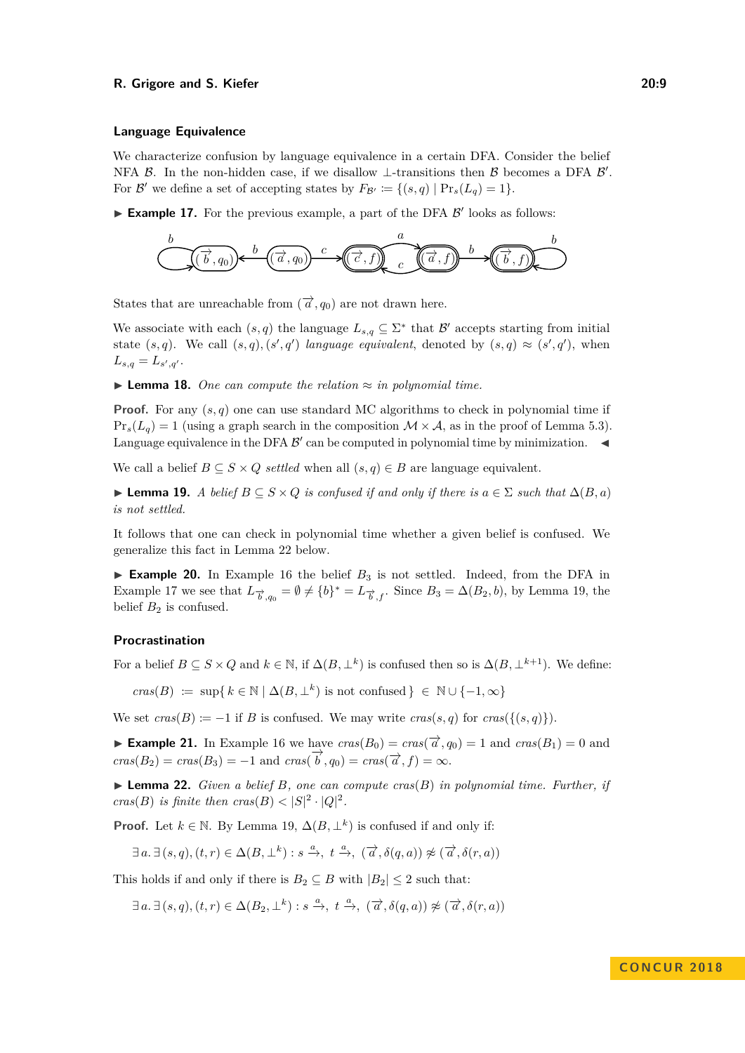## Language Equivalence

We characterize confusion by language equivalence in a certain DFA. Consider the belief NFA $\mathcal{B}$. In the non-hidden case, if we disallow $\bot$-transitions then $\mathcal{B}$ becomes a DFA $\mathcal{B}'$. For $\mathcal{B}'$ we define a set of accepting states by $F_{\mathcal{B}'} := \{(s,q) \mid \Pr_s(L_q) = 1\}$.

▶ **Example 17.** For the previous example, a part of the DFA $\mathcal{B}'$ looks as follows:

$$(\overrightarrow{b}, q_0) \xleftarrow{b} (\overrightarrow{a}, q_0) \xrightarrow{c} (\overrightarrow{c}, f) \underset{c}{\overset{a}{\rightleftarrows}} (\overrightarrow{a}, f) \xrightarrow{b} (\overrightarrow{b}, f)$$

(with $b$-self-loops on $(\overrightarrow{b}, q_0)$ and $(\overrightarrow{b}, f)$; the states $(\overrightarrow{c}, f)$, $(\overrightarrow{a}, f)$, $(\overrightarrow{b}, f)$ are accepting)

States that are unreachable from $(\overrightarrow{a}, q_0)$ are not drawn here.

We associate with each $(s,q)$ the language $L_{s,q} \subseteq \Sigma^*$ that $\mathcal{B}'$ accepts starting from initial state $(s,q)$. We call $(s,q),(s',q')$ *language equivalent*, denoted by $(s,q) \approx (s',q')$, when $L_{s,q} = L_{s',q'}$.

▶ **Lemma 18.** *One can compute the relation $\approx$ in polynomial time.*

**Proof.** For any $(s,q)$ one can use standard MC algorithms to check in polynomial time if $\Pr_s(L_q) = 1$ (using a graph search in the composition $\mathcal{M} \times \mathcal{A}$, as in the proof of Lemma 5.3). Language equivalence in the DFA $\mathcal{B}'$ can be computed in polynomial time by minimization. ◀

We call a belief $B \subseteq S \times Q$ *settled* when all $(s,q) \in B$ are language equivalent.

▶ **Lemma 19.** *A belief $B \subseteq S \times Q$ is confused if and only if there is $a \in \Sigma$ such that $\Delta(B,a)$ is not settled.*

It follows that one can check in polynomial time whether a given belief is confused. We generalize this fact in Lemma 22 below.

▶ **Example 20.** In Example 16 the belief $B_3$ is not settled. Indeed, from the DFA in Example 17 we see that $L_{\overrightarrow{b},q_0} = \emptyset \neq \{b\}^* = L_{\overrightarrow{b},f}$. Since $B_3 = \Delta(B_2, b)$, by Lemma 19, the belief $B_2$ is confused.

## Procrastination

For a belief $B \subseteq S \times Q$ and $k \in \mathbb{N}$, if $\Delta(B, \bot^k)$ is confused then so is $\Delta(B, \bot^{k+1})$. We define:

$$\mathit{cras}(B) \;:=\; \sup\{\, k \in \mathbb{N} \mid \Delta(B, \bot^k) \text{ is not confused} \,\} \;\in\; \mathbb{N} \cup \{-1, \infty\}$$

We set $\mathit{cras}(B) := -1$ if $B$ is confused. We may write $\mathit{cras}(s,q)$ for $\mathit{cras}(\{(s,q)\})$.

▶ **Example 21.** In Example 16 we have $\mathit{cras}(B_0) = \mathit{cras}(\overrightarrow{a}, q_0) = 1$ and $\mathit{cras}(B_1) = 0$ and $\mathit{cras}(B_2) = \mathit{cras}(B_3) = -1$ and $\mathit{cras}(\overrightarrow{b}, q_0) = \mathit{cras}(\overrightarrow{a}, f) = \infty$.

▶ **Lemma 22.** *Given a belief $B$, one can compute $\mathit{cras}(B)$ in polynomial time. Further, if $\mathit{cras}(B)$ is finite then $\mathit{cras}(B) < |S|^2 \cdot |Q|^2$.*

**Proof.** Let $k \in \mathbb{N}$. By Lemma 19, $\Delta(B, \bot^k)$ is confused if and only if:

$$\exists\, a.\, \exists\, (s,q),(t,r) \in \Delta(B, \bot^k) : s \xrightarrow{a},\; t \xrightarrow{a},\; (\overrightarrow{a}, \delta(q,a)) \not\approx (\overrightarrow{a}, \delta(r,a))$$

This holds if and only if there is $B_2 \subseteq B$ with $|B_2| \leq 2$ such that:

$$\exists\, a.\, \exists\, (s,q),(t,r) \in \Delta(B_2, \bot^k) : s \xrightarrow{a},\; t \xrightarrow{a},\; (\overrightarrow{a}, \delta(q,a)) \not\approx (\overrightarrow{a}, \delta(r,a))$$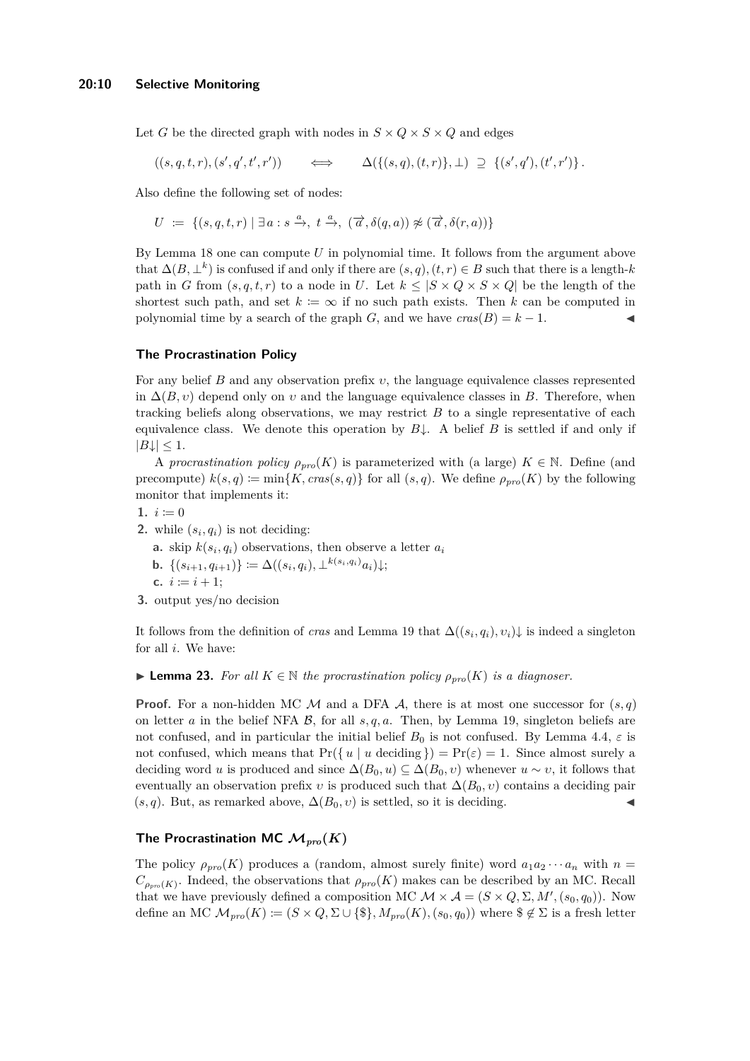Let $G$ be the directed graph with nodes in $S \times Q \times S \times Q$ and edges

$$((s, q, t, r), (s', q', t', r')) \qquad \Longleftrightarrow \qquad \Delta(\{(s, q), (t, r)\}, \bot) \supseteq \{(s', q'), (t', r')\}.$$

Also define the following set of nodes:

$$U := \{(s, q, t, r) \mid \exists a : s \xrightarrow{a},\ t \xrightarrow{a},\ (\overrightarrow{a}, \delta(q, a)) \not\approx (\overrightarrow{a}, \delta(r, a))\}$$

By Lemma 18 one can compute $U$ in polynomial time. It follows from the argument above that $\Delta(B, \bot^k)$ is confused if and only if there are $(s, q), (t, r) \in B$ such that there is a length-$k$ path in $G$ from $(s, q, t, r)$ to a node in $U$. Let $k \leq |S \times Q \times S \times Q|$ be the length of the shortest such path, and set $k := \infty$ if no such path exists. Then $k$ can be computed in polynomial time by a search of the graph $G$, and we have $cras(B) = k - 1$. ◀

### The Procrastination Policy

For any belief $B$ and any observation prefix $\upsilon$, the language equivalence classes represented in $\Delta(B, \upsilon)$ depend only on $\upsilon$ and the language equivalence classes in $B$. Therefore, when tracking beliefs along observations, we may restrict $B$ to a single representative of each equivalence class. We denote this operation by $B{\downarrow}$. A belief $B$ is settled if and only if $|B{\downarrow}| \leq 1$.

A *procrastination policy* $\rho_{pro}(K)$ is parameterized with (a large) $K \in \mathbb{N}$. Define (and precompute) $k(s, q) := \min\{K, cras(s, q)\}$ for all $(s, q)$. We define $\rho_{pro}(K)$ by the following monitor that implements it:

1. $i := 0$
2. while $(s_i, q_i)$ is not deciding:
   - **a.** skip $k(s_i, q_i)$ observations, then observe a letter $a_i$
   - **b.** $\{(s_{i+1}, q_{i+1})\} := \Delta((s_i, q_i), \bot^{k(s_i,q_i)} a_i){\downarrow}$;
   - **c.** $i := i + 1$;
3. output yes/no decision

It follows from the definition of *cras* and Lemma 19 that $\Delta((s_i, q_i), \upsilon_i){\downarrow}$ is indeed a singleton for all $i$. We have:

▶ **Lemma 23.** *For all $K \in \mathbb{N}$ the procrastination policy $\rho_{pro}(K)$ is a diagnoser.*

**Proof.** For a non-hidden MC $\mathcal{M}$ and a DFA $\mathcal{A}$, there is at most one successor for $(s, q)$ on letter $a$ in the belief NFA $\mathcal{B}$, for all $s, q, a$. Then, by Lemma 19, singleton beliefs are not confused, and in particular the initial belief $B_0$ is not confused. By Lemma 4.4, $\varepsilon$ is not confused, which means that $\Pr(\{ u \mid u \text{ deciding}\}) = \Pr(\varepsilon) = 1$. Since almost surely a deciding word $u$ is produced and since $\Delta(B_0, u) \subseteq \Delta(B_0, \upsilon)$ whenever $u \sim \upsilon$, it follows that eventually an observation prefix $\upsilon$ is produced such that $\Delta(B_0, \upsilon)$ contains a deciding pair $(s, q)$. But, as remarked above, $\Delta(B_0, \upsilon)$ is settled, so it is deciding. ◀

### The Procrastination MC $\mathcal{M}_{pro}(K)$

The policy $\rho_{pro}(K)$ produces a (random, almost surely finite) word $a_1 a_2 \cdots a_n$ with $n = C_{\rho_{pro}(K)}$. Indeed, the observations that $\rho_{pro}(K)$ makes can be described by an MC. Recall that we have previously defined a composition MC $\mathcal{M} \times \mathcal{A} = (S \times Q, \Sigma, M', (s_0, q_0))$. Now define an MC $\mathcal{M}_{pro}(K) := (S \times Q, \Sigma \cup \{\$\}, M_{pro}(K), (s_0, q_0))$ where $\$ \notin \Sigma$ is a fresh letter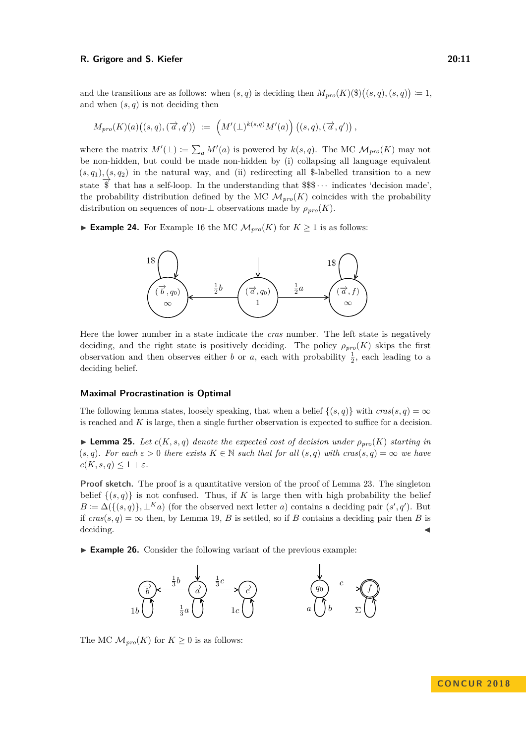and the transitions are as follows: when $(s, q)$ is deciding then $M_{pro}(K)(\$)\big((s,q),(s,q)\big) := 1$, and when $(s, q)$ is not deciding then

$$M_{pro}(K)(a)\big((s,q),(\overrightarrow{a},q')\big) \;:=\; \Big(M'(\bot)^{k(s,q)} M'(a)\Big)\,\big((s,q),(\overrightarrow{a},q')\big)\,,$$

where the matrix $M'(\bot) := \sum_a M'(a)$ is powered by $k(s, q)$. The MC $\mathcal{M}_{pro}(K)$ may not be non-hidden, but could be made non-hidden by (i) collapsing all language equivalent $(s, q_1), (s, q_2)$ in the natural way, and (ii) redirecting all \$-labelled transition to a new state $\overrightarrow{\$}$ that has a self-loop. In the understanding that $\$\$\$\cdots$ indicates 'decision made', the probability distribution defined by the MC $\mathcal{M}_{pro}(K)$ coincides with the probability distribution on sequences of non-$\bot$ observations made by $\rho_{pro}(K)$.

▶ **Example 24.** For Example 16 the MC $\mathcal{M}_{pro}(K)$ for $K \geq 1$ is as follows:

Here the lower number in a state indicate the *cras* number. The left state is negatively deciding, and the right state is positively deciding. The policy $\rho_{pro}(K)$ skips the first observation and then observes either $b$ or $a$, each with probability $\frac{1}{2}$, each leading to a deciding belief.

### Maximal Procrastination is Optimal

The following lemma states, loosely speaking, that when a belief $\{(s, q)\}$ with $cras(s, q) = \infty$ is reached and $K$ is large, then a single further observation is expected to suffice for a decision.

▶ **Lemma 25.** *Let $c(K, s, q)$ denote the expected cost of decision under $\rho_{pro}(K)$ starting in $(s, q)$. For each $\varepsilon > 0$ there exists $K \in \mathbb{N}$ such that for all $(s, q)$ with $cras(s, q) = \infty$ we have $c(K, s, q) \leq 1 + \varepsilon$.*

**Proof sketch.** The proof is a quantitative version of the proof of Lemma 23. The singleton belief $\{(s, q)\}$ is not confused. Thus, if $K$ is large then with high probability the belief $B := \Delta(\{(s, q)\}, \bot^K a)$ (for the observed next letter $a$) contains a deciding pair $(s', q')$. But if $cras(s, q) = \infty$ then, by Lemma 19, $B$ is settled, so if $B$ contains a deciding pair then $B$ is deciding. ◀

▶ **Example 26.** Consider the following variant of the previous example:

The MC $\mathcal{M}_{pro}(K)$ for $K \geq 0$ is as follows: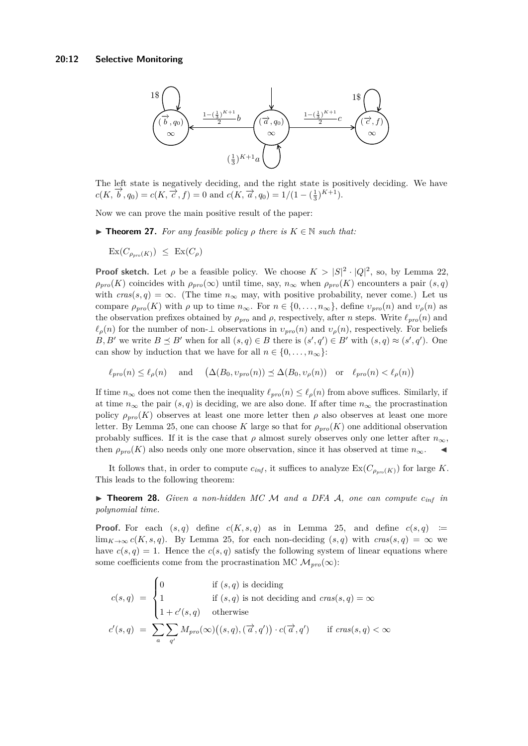The left state is negatively deciding, and the right state is positively deciding. We have $c(K, \overrightarrow{b}, q_0) = c(K, \overrightarrow{c}, f) = 0$ and $c(K, \overrightarrow{a}, q_0) = 1/(1 - (\frac{1}{3})^{K+1})$.

Now we can prove the main positive result of the paper:

▶ **Theorem 27.** *For any feasible policy $\rho$ there is $K \in \mathbb{N}$ such that:*

$$\mathrm{Ex}(C_{\rho_{pro}(K)}) \;\leq\; \mathrm{Ex}(C_\rho)$$

**Proof sketch.** Let $\rho$ be a feasible policy. We choose $K > |S|^2 \cdot |Q|^2$, so, by Lemma 22, $\rho_{pro}(K)$ coincides with $\rho_{pro}(\infty)$ until time, say, $n_\infty$ when $\rho_{pro}(K)$ encounters a pair $(s,q)$ with $cras(s,q) = \infty$. (The time $n_\infty$ may, with positive probability, never come.) Let us compare $\rho_{pro}(K)$ with $\rho$ up to time $n_\infty$. For $n \in \{0, \ldots, n_\infty\}$, define $\upsilon_{pro}(n)$ and $\upsilon_\rho(n)$ as the observation prefixes obtained by $\rho_{pro}$ and $\rho$, respectively, after $n$ steps. Write $\ell_{pro}(n)$ and $\ell_\rho(n)$ for the number of non-$\perp$ observations in $\upsilon_{pro}(n)$ and $\upsilon_\rho(n)$, respectively. For beliefs $B, B'$ we write $B \preceq B'$ when for all $(s,q) \in B$ there is $(s',q') \in B'$ with $(s,q) \approx (s',q')$. One can show by induction that we have for all $n \in \{0, \ldots, n_\infty\}$:

$$\ell_{pro}(n) \leq \ell_\rho(n) \quad \text{ and } \quad \big(\Delta(B_0, \upsilon_{pro}(n)) \preceq \Delta(B_0, \upsilon_\rho(n)) \quad \text{or} \quad \ell_{pro}(n) < \ell_\rho(n)\big)$$

If time $n_\infty$ does not come then the inequality $\ell_{pro}(n) \leq \ell_\rho(n)$ from above suffices. Similarly, if at time $n_\infty$ the pair $(s,q)$ is deciding, we are also done. If after time $n_\infty$ the procrastination policy $\rho_{pro}(K)$ observes at least one more letter then $\rho$ also observes at least one more letter. By Lemma 25, one can choose $K$ large so that for $\rho_{pro}(K)$ one additional observation probably suffices. If it is the case that $\rho$ almost surely observes only one letter after $n_\infty$, then $\rho_{pro}(K)$ also needs only one more observation, since it has observed at time $n_\infty$. ◀

It follows that, in order to compute $c_{inf}$, it suffices to analyze $\mathrm{Ex}(C_{\rho_{pro}(K)})$ for large $K$. This leads to the following theorem:

▶ **Theorem 28.** *Given a non-hidden MC $\mathcal{M}$ and a DFA $\mathcal{A}$, one can compute $c_{inf}$ in polynomial time.*

**Proof.** For each $(s,q)$ define $c(K,s,q)$ as in Lemma 25, and define $c(s,q) := \lim_{K\to\infty} c(K,s,q)$. By Lemma 25, for each non-deciding $(s,q)$ with $cras(s,q) = \infty$ we have $c(s,q) = 1$. Hence the $c(s,q)$ satisfy the following system of linear equations where some coefficients come from the procrastination MC $\mathcal{M}_{pro}(\infty)$:

$$c(s,q) \;=\; \begin{cases} 0 & \text{if } (s,q) \text{ is deciding} \\ 1 & \text{if } (s,q) \text{ is not deciding and } cras(s,q) = \infty \\ 1 + c'(s,q) & \text{otherwise} \end{cases}$$

$$c'(s,q) \;=\; \sum_a \sum_{q'} M_{pro}(\infty)\big((s,q), (\overrightarrow{a}, q')\big) \cdot c(\overrightarrow{a}, q') \qquad \text{if } cras(s,q) < \infty$$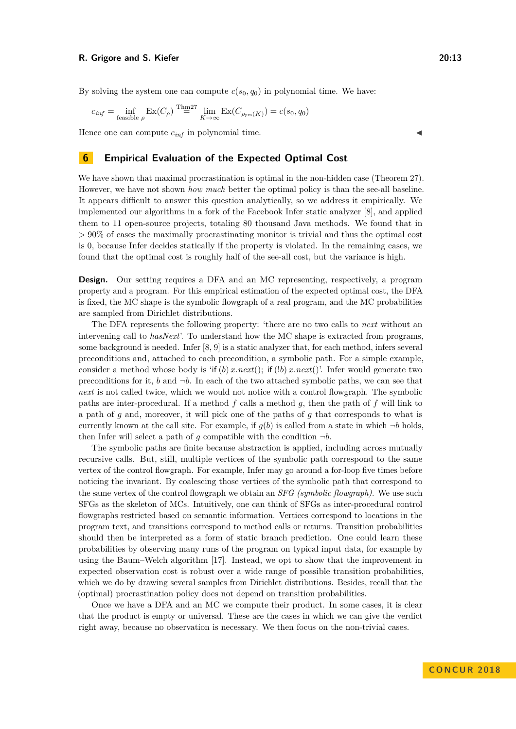By solving the system one can compute $c(s_0, q_0)$ in polynomial time. We have:

$$c_{inf} = \inf_{\text{feasible } \rho} \text{Ex}(C_\rho) \overset{\text{Thm27}}{=} \lim_{K\to\infty} \text{Ex}(C_{\rho_{pro}(K)}) = c(s_0, q_0)$$

Hence one can compute $c_{inf}$ in polynomial time. ◀

## 6 Empirical Evaluation of the Expected Optimal Cost

We have shown that maximal procrastination is optimal in the non-hidden case (Theorem 27). However, we have not shown *how much* better the optimal policy is than the see-all baseline. It appears difficult to answer this question analytically, so we address it empirically. We implemented our algorithms in a fork of the Facebook Infer static analyzer [8], and applied them to 11 open-source projects, totaling 80 thousand Java methods. We found that in $> 90\%$ of cases the maximally procrastinating monitor is trivial and thus the optimal cost is 0, because Infer decides statically if the property is violated. In the remaining cases, we found that the optimal cost is roughly half of the see-all cost, but the variance is high.

**Design.** Our setting requires a DFA and an MC representing, respectively, a program property and a program. For this empirical estimation of the expected optimal cost, the DFA is fixed, the MC shape is the symbolic flowgraph of a real program, and the MC probabilities are sampled from Dirichlet distributions.

The DFA represents the following property: 'there are no two calls to *next* without an intervening call to *hasNext*'. To understand how the MC shape is extracted from programs, some background is needed. Infer [8, 9] is a static analyzer that, for each method, infers several preconditions and, attached to each precondition, a symbolic path. For a simple example, consider a method whose body is 'if $(b)$ $x.next()$; if $(!b)$ $x.next()$'. Infer would generate two preconditions for it, $b$ and $\neg b$. In each of the two attached symbolic paths, we can see that *next* is not called twice, which we would not notice with a control flowgraph. The symbolic paths are inter-procedural. If a method $f$ calls a method $g$, then the path of $f$ will link to a path of $g$ and, moreover, it will pick one of the paths of $g$ that corresponds to what is currently known at the call site. For example, if $g(b)$ is called from a state in which $\neg b$ holds, then Infer will select a path of $g$ compatible with the condition $\neg b$.

The symbolic paths are finite because abstraction is applied, including across mutually recursive calls. But, still, multiple vertices of the symbolic path correspond to the same vertex of the control flowgraph. For example, Infer may go around a for-loop five times before noticing the invariant. By coalescing those vertices of the symbolic path that correspond to the same vertex of the control flowgraph we obtain an *SFG (symbolic flowgraph)*. We use such SFGs as the skeleton of MCs. Intuitively, one can think of SFGs as inter-procedural control flowgraphs restricted based on semantic information. Vertices correspond to locations in the program text, and transitions correspond to method calls or returns. Transition probabilities should then be interpreted as a form of static branch prediction. One could learn these probabilities by observing many runs of the program on typical input data, for example by using the Baum–Welch algorithm [17]. Instead, we opt to show that the improvement in expected observation cost is robust over a wide range of possible transition probabilities, which we do by drawing several samples from Dirichlet distributions. Besides, recall that the (optimal) procrastination policy does not depend on transition probabilities.

Once we have a DFA and an MC we compute their product. In some cases, it is clear that the product is empty or universal. These are the cases in which we can give the verdict right away, because no observation is necessary. We then focus on the non-trivial cases.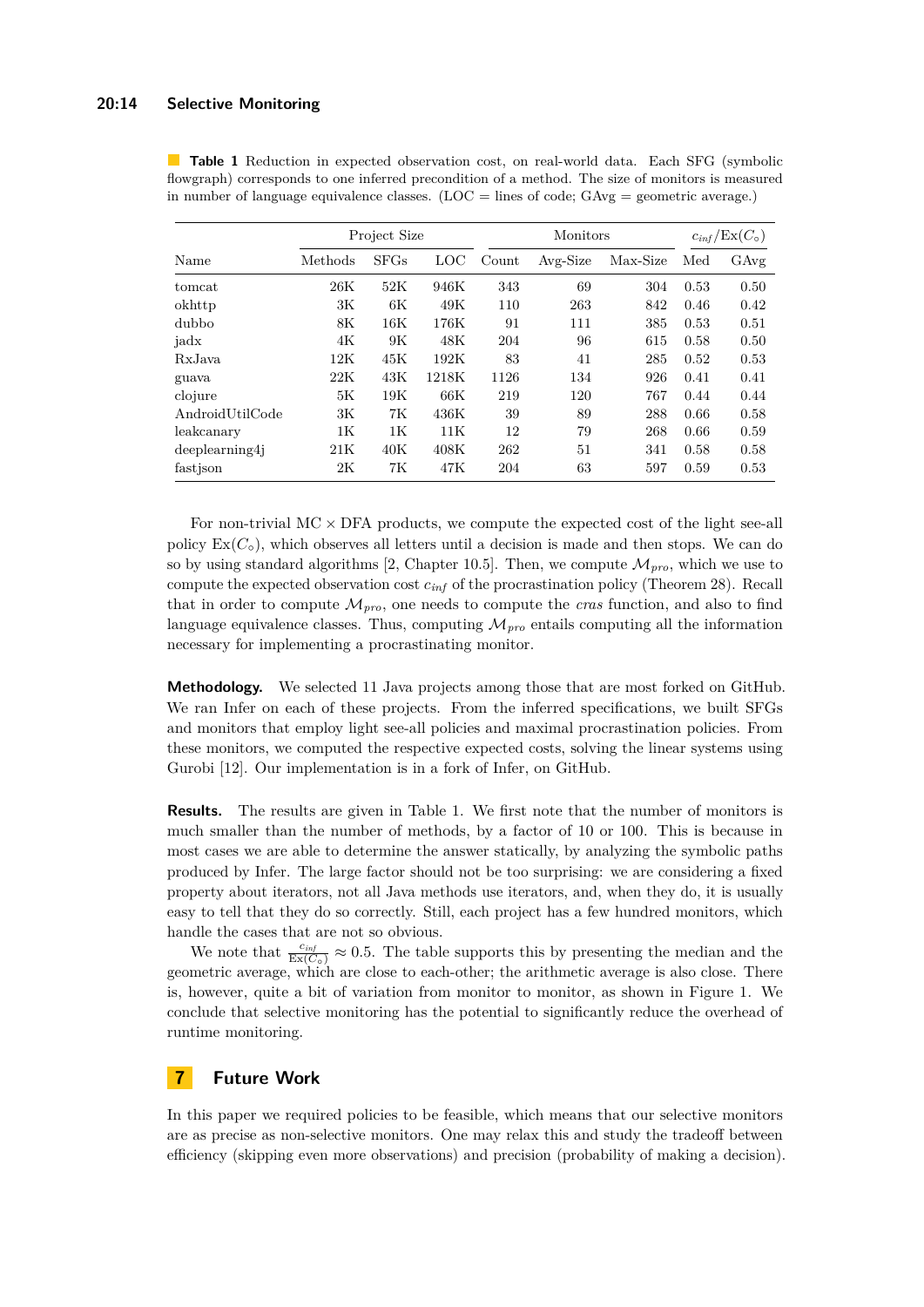**Table 1** Reduction in expected observation cost, on real-world data. Each SFG (symbolic flowgraph) corresponds to one inferred precondition of a method. The size of monitors is measured in number of language equivalence classes. (LOC = lines of code; GAvg = geometric average.)

| | Project Size | | | Monitors | | | $c_{inf}/\mathrm{Ex}(C_\circ)$ | |
|---|---|---|---|---|---|---|---|---|
| Name | Methods | SFGs | LOC | Count | Avg-Size | Max-Size | Med | GAvg |
| tomcat | 26K | 52K | 946K | 343 | 69 | 304 | 0.53 | 0.50 |
| okhttp | 3K | 6K | 49K | 110 | 263 | 842 | 0.46 | 0.42 |
| dubbo | 8K | 16K | 176K | 91 | 111 | 385 | 0.53 | 0.51 |
| jadx | 4K | 9K | 48K | 204 | 96 | 615 | 0.58 | 0.50 |
| RxJava | 12K | 45K | 192K | 83 | 41 | 285 | 0.52 | 0.53 |
| guava | 22K | 43K | 1218K | 1126 | 134 | 926 | 0.41 | 0.41 |
| clojure | 5K | 19K | 66K | 219 | 120 | 767 | 0.44 | 0.44 |
| AndroidUtilCode | 3K | 7K | 436K | 39 | 89 | 288 | 0.66 | 0.58 |
| leakcanary | 1K | 1K | 11K | 12 | 79 | 268 | 0.66 | 0.59 |
| deeplearning4j | 21K | 40K | 408K | 262 | 51 | 341 | 0.58 | 0.58 |
| fastjson | 2K | 7K | 47K | 204 | 63 | 597 | 0.59 | 0.53 |

For non-trivial MC × DFA products, we compute the expected cost of the light see-all policy $\mathrm{Ex}(C_\circ)$, which observes all letters until a decision is made and then stops. We can do so by using standard algorithms [2, Chapter 10.5]. Then, we compute $\mathcal{M}_{pro}$, which we use to compute the expected observation cost $c_{inf}$ of the procrastination policy (Theorem 28). Recall that in order to compute $\mathcal{M}_{pro}$, one needs to compute the *cras* function, and also to find language equivalence classes. Thus, computing $\mathcal{M}_{pro}$ entails computing all the information necessary for implementing a procrastinating monitor.

**Methodology.** We selected 11 Java projects among those that are most forked on GitHub. We ran Infer on each of these projects. From the inferred specifications, we built SFGs and monitors that employ light see-all policies and maximal procrastination policies. From these monitors, we computed the respective expected costs, solving the linear systems using Gurobi [12]. Our implementation is in a fork of Infer, on GitHub.

**Results.** The results are given in Table 1. We first note that the number of monitors is much smaller than the number of methods, by a factor of 10 or 100. This is because in most cases we are able to determine the answer statically, by analyzing the symbolic paths produced by Infer. The large factor should not be too surprising: we are considering a fixed property about iterators, not all Java methods use iterators, and, when they do, it is usually easy to tell that they do so correctly. Still, each project has a few hundred monitors, which handle the cases that are not so obvious.

We note that $\frac{c_{inf}}{\mathrm{Ex}(C_\circ)} \approx 0.5$. The table supports this by presenting the median and the geometric average, which are close to each-other; the arithmetic average is also close. There is, however, quite a bit of variation from monitor to monitor, as shown in Figure 1. We conclude that selective monitoring has the potential to significantly reduce the overhead of runtime monitoring.

## 7 Future Work

In this paper we required policies to be feasible, which means that our selective monitors are as precise as non-selective monitors. One may relax this and study the tradeoff between efficiency (skipping even more observations) and precision (probability of making a decision).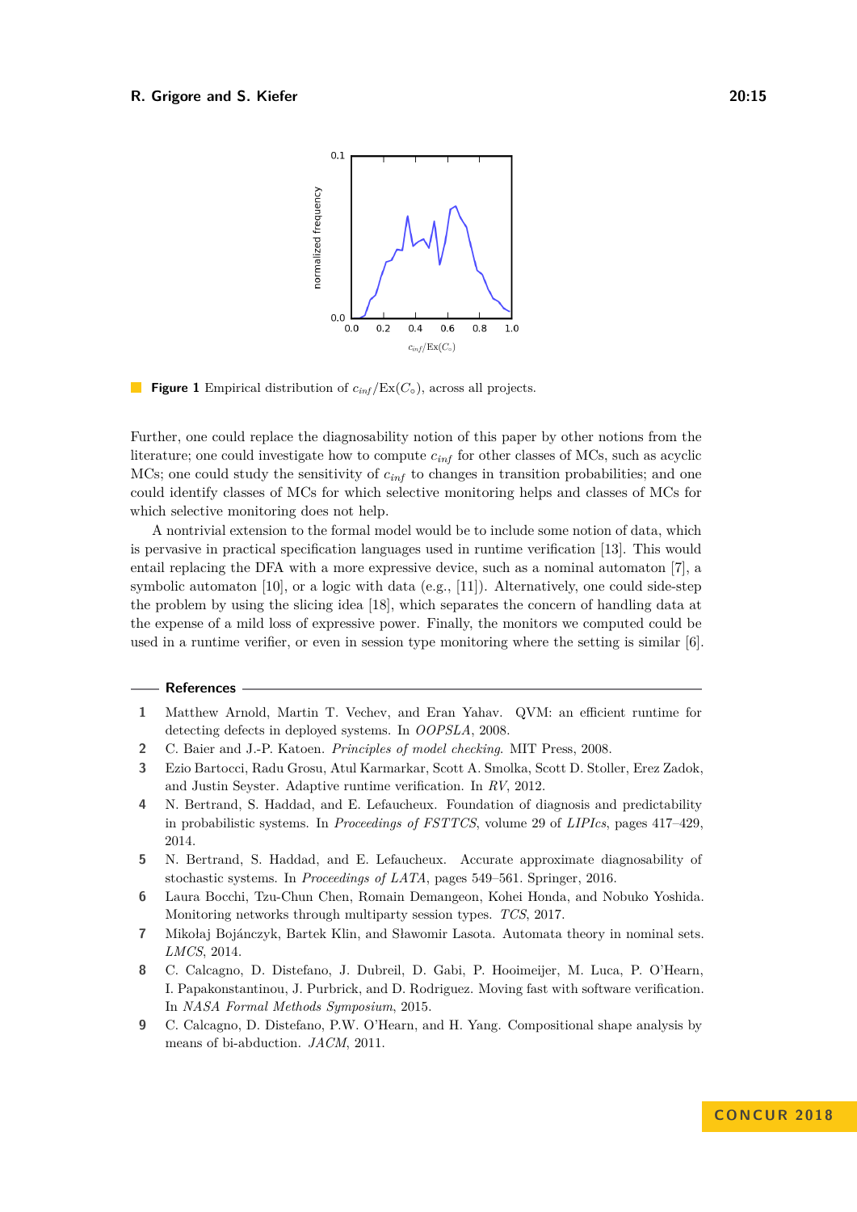**Figure 1** Empirical distribution of $c_{inf}/\mathrm{Ex}(C_\circ)$, across all projects.

Further, one could replace the diagnosability notion of this paper by other notions from the literature; one could investigate how to compute $c_{inf}$ for other classes of MCs, such as acyclic MCs; one could study the sensitivity of $c_{inf}$ to changes in transition probabilities; and one could identify classes of MCs for which selective monitoring helps and classes of MCs for which selective monitoring does not help.

A nontrivial extension to the formal model would be to include some notion of data, which is pervasive in practical specification languages used in runtime verification [13]. This would entail replacing the DFA with a more expressive device, such as a nominal automaton [7], a symbolic automaton [10], or a logic with data (e.g., [11]). Alternatively, one could side-step the problem by using the slicing idea [18], which separates the concern of handling data at the expense of a mild loss of expressive power. Finally, the monitors we computed could be used in a runtime verifier, or even in session type monitoring where the setting is similar [6].

## References

1. Matthew Arnold, Martin T. Vechev, and Eran Yahav. QVM: an efficient runtime for detecting defects in deployed systems. In *OOPSLA*, 2008.
2. C. Baier and J.-P. Katoen. *Principles of model checking*. MIT Press, 2008.
3. Ezio Bartocci, Radu Grosu, Atul Karmarkar, Scott A. Smolka, Scott D. Stoller, Erez Zadok, and Justin Seyster. Adaptive runtime verification. In *RV*, 2012.
4. N. Bertrand, S. Haddad, and E. Lefaucheux. Foundation of diagnosis and predictability in probabilistic systems. In *Proceedings of FSTTCS*, volume 29 of *LIPIcs*, pages 417–429, 2014.
5. N. Bertrand, S. Haddad, and E. Lefaucheux. Accurate approximate diagnosability of stochastic systems. In *Proceedings of LATA*, pages 549–561. Springer, 2016.
6. Laura Bocchi, Tzu-Chun Chen, Romain Demangeon, Kohei Honda, and Nobuko Yoshida. Monitoring networks through multiparty session types. *TCS*, 2017.
7. Mikołaj Bojánczyk, Bartek Klin, and Sławomir Lasota. Automata theory in nominal sets. *LMCS*, 2014.
8. C. Calcagno, D. Distefano, J. Dubreil, D. Gabi, P. Hooimeijer, M. Luca, P. O'Hearn, I. Papakonstantinou, J. Purbrick, and D. Rodriguez. Moving fast with software verification. In *NASA Formal Methods Symposium*, 2015.
9. C. Calcagno, D. Distefano, P.W. O'Hearn, and H. Yang. Compositional shape analysis by means of bi-abduction. *JACM*, 2011.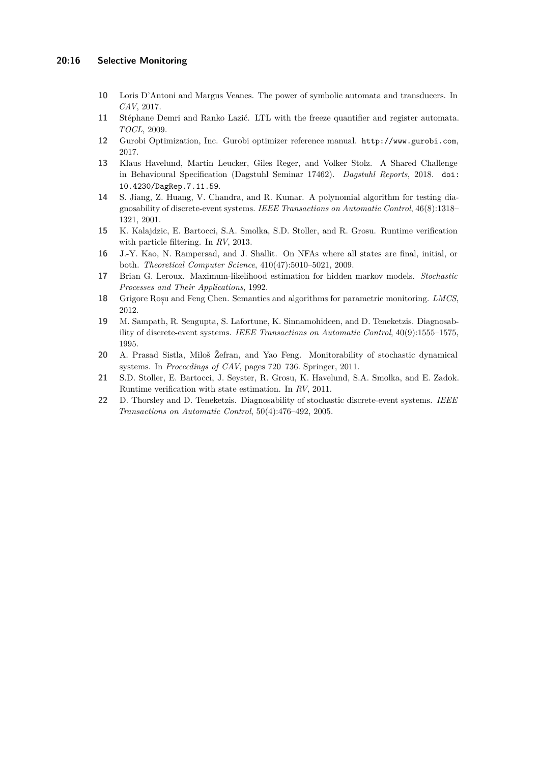10 Loris D'Antoni and Margus Veanes. The power of symbolic automata and transducers. In *CAV*, 2017.

11 Stéphane Demri and Ranko Lazić. LTL with the freeze quantifier and register automata. *TOCL*, 2009.

12 Gurobi Optimization, Inc. Gurobi optimizer reference manual. `http://www.gurobi.com`, 2017.

13 Klaus Havelund, Martin Leucker, Giles Reger, and Volker Stolz. A Shared Challenge in Behavioural Specification (Dagstuhl Seminar 17462). *Dagstuhl Reports*, 2018. `doi:10.4230/DagRep.7.11.59`.

14 S. Jiang, Z. Huang, V. Chandra, and R. Kumar. A polynomial algorithm for testing diagnosability of discrete-event systems. *IEEE Transactions on Automatic Control*, 46(8):1318–1321, 2001.

15 K. Kalajdzic, E. Bartocci, S.A. Smolka, S.D. Stoller, and R. Grosu. Runtime verification with particle filtering. In *RV*, 2013.

16 J.-Y. Kao, N. Rampersad, and J. Shallit. On NFAs where all states are final, initial, or both. *Theoretical Computer Science*, 410(47):5010–5021, 2009.

17 Brian G. Leroux. Maximum-likelihood estimation for hidden markov models. *Stochastic Processes and Their Applications*, 1992.

18 Grigore Roșu and Feng Chen. Semantics and algorithms for parametric monitoring. *LMCS*, 2012.

19 M. Sampath, R. Sengupta, S. Lafortune, K. Sinnamohideen, and D. Teneketzis. Diagnosability of discrete-event systems. *IEEE Transactions on Automatic Control*, 40(9):1555–1575, 1995.

20 A. Prasad Sistla, Miloš Žefran, and Yao Feng. Monitorability of stochastic dynamical systems. In *Proceedings of CAV*, pages 720–736. Springer, 2011.

21 S.D. Stoller, E. Bartocci, J. Seyster, R. Grosu, K. Havelund, S.A. Smolka, and E. Zadok. Runtime verification with state estimation. In *RV*, 2011.

22 D. Thorsley and D. Teneketzis. Diagnosability of stochastic discrete-event systems. *IEEE Transactions on Automatic Control*, 50(4):476–492, 2005.